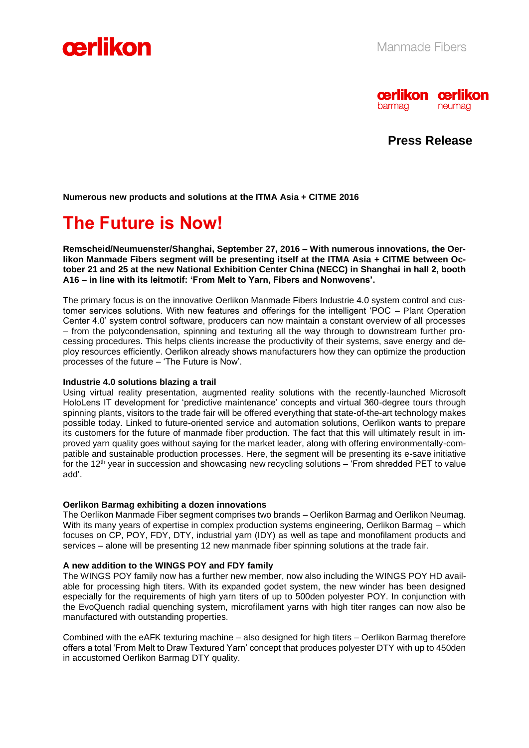Manmade Fibers

**Press Release**

**Numerous new products and solutions at the ITMA Asia + CITME 2016**

# The Future is Now!

**Remscheid/Neumuenster/Shanghai, September 27, 2016 – With numerous innovations, the Oerlikon Manmade Fibers segment will be presenting itself at the ITMA Asia + CITME between October 21 and 25 at the new National Exhibition Center China (NECC) in Shanghai in hall 2, booth A16 – in line with its leitmotif: 'From Melt to Yarn, Fibers and Nonwovens'.**

The primary focus is on the innovative Oerlikon Manmade Fibers Industrie 4.0 system control and customer services solutions. With new features and offerings for the intelligent 'POC – Plant Operation Center 4.0' system control software, producers can now maintain a constant overview of all processes – from the polycondensation, spinning and texturing all the way through to downstream further processing procedures. This helps clients increase the productivity of their systems, save energy and deploy resources efficiently. Oerlikon already shows manufacturers how they can optimize the production processes of the future – 'The Future is Now'.

**Industrie 4.0 solutions blazing a trail**

Using virtual reality presentation, augmented reality solutions with the recently-launched Microsoft HoloLens IT development for 'predictive maintenance' concepts and virtual 360-degree tours through spinning plants, visitors to the trade fair will be offered everything that state-of-the-art technology makes possible today. Linked to future-oriented service and automation solutions, Oerlikon wants to prepare its customers for the future of manmade fiber production. The fact that this will ultimately result in improved yarn quality goes without saying for the market leader, along with offering environmentally-compatible and sustainable production processes. Here, the segment will be presenting its e-save initiative for the 12th year in succession and showcasing new recycling solutions – 'From shredded PET to value add'.

**Oerlikon Barmag exhibiting a dozen innovations**

The Oerlikon Manmade Fiber segment comprises two brands – Oerlikon Barmag and Oerlikon Neumag. With its many years of expertise in complex production systems engineering, Oerlikon Barmag – which focuses on CP, POY, FDY, DTY, industrial yarn (IDY) as well as tape and monofilament products and services – alone will be presenting 12 new manmade fiber spinning solutions at the trade fair.

**A new addition to the WINGS POY and FDY family**

The WINGS POY family now has a further new member, now also including the WINGS POY HD available for processing high titers. With its expanded godet system, the new winder has been designed especially for the requirements of high yarn titers of up to 500den polyester POY. In conjunction with the EvoQuench radial quenching system, microfilament yarns with high titer ranges can now also be manufactured with outstanding properties.

Combined with the eAFK texturing machine – also designed for high titers – Oerlikon Barmag therefore offers a total 'From Melt to Draw Textured Yarn' concept that produces polyester DTY with up to 450den in accustomed Oerlikon Barmag DTY quality.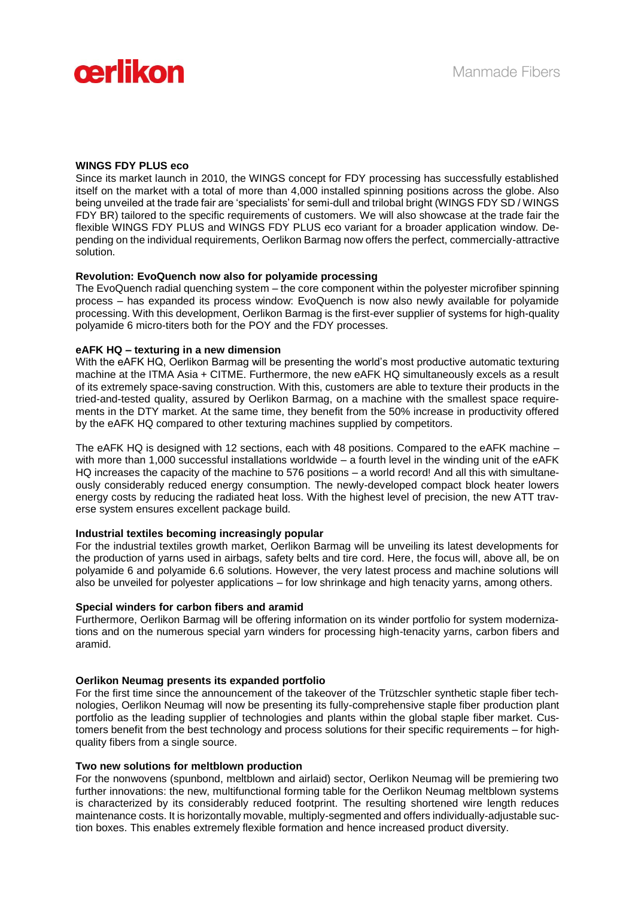**WINGS FDY PLUS eco**

Since its market launch in 2010, the WINGS concept for FDY processing has successfully established itself on the market with a total of more than 4,000 installed spinning positions across the globe. Also being unveiled at the trade fair are 'specialists' for semi-dull and trilobal bright (WINGS FDY SD / WINGS FDY BR) tailored to the specific requirements of customers. We will also showcase at the trade fair the flexible WINGS FDY PLUS and WINGS FDY PLUS eco variant for a broader application window. Depending on the individual requirements, Oerlikon Barmag now offers the perfect, commercially-attractive solution.

**Revolution: EvoQuench now also for polyamide processing**

The EvoQuench radial quenching system – the core component within the polyester microfiber spinning process – has expanded its process window: EvoQuench is now also newly available for polyamide processing. With this development, Oerlikon Barmag is the first-ever supplier of systems for high-quality polyamide 6 micro-titers both for the POY and the FDY processes.

**eAFK HQ – texturing in a new dimension**

With the eAFK HQ, Oerlikon Barmag will be presenting the world's most productive automatic texturing machine at the ITMA Asia + CITME. Furthermore, the new eAFK HQ simultaneously excels as a result of its extremely space-saving construction. With this, customers are able to texture their products in the tried-and-tested quality, assured by Oerlikon Barmag, on a machine with the smallest space requirements in the DTY market. At the same time, they benefit from the 50% increase in productivity offered by the eAFK HQ compared to other texturing machines supplied by competitors.

The eAFK HQ is designed with 12 sections, each with 48 positions. Compared to the eAFK machine – with more than 1,000 successful installations worldwide – a fourth level in the winding unit of the eAFK HQ increases the capacity of the machine to 576 positions – a world record! And all this with simultaneously considerably reduced energy consumption. The newly-developed compact block heater lowers energy costs by reducing the radiated heat loss. With the highest level of precision, the new ATT traverse system ensures excellent package build.

**Industrial textiles becoming increasingly popular**

For the industrial textiles growth market, Oerlikon Barmag will be unveiling its latest developments for the production of yarns used in airbags, safety belts and tire cord. Here, the focus will, above all, be on polyamide 6 and polyamide 6.6 solutions. However, the very latest process and machine solutions will also be unveiled for polyester applications – for low shrinkage and high tenacity yarns, among others.

**Special winders for carbon fibers and aramid**

Furthermore, Oerlikon Barmag will be offering information on its winder portfolio for system modernizations and on the numerous special yarn winders for processing high-tenacity yarns, carbon fibers and aramid.

**Oerlikon Neumag presents its expanded portfolio**

For the first time since the announcement of the takeover of the Trützschler synthetic staple fiber technologies, Oerlikon Neumag will now be presenting its fully-comprehensive staple fiber production plant portfolio as the leading supplier of technologies and plants within the global staple fiber market. Customers benefit from the best technology and process solutions for their specific requirements – for high-quality fibers from a single source.

**Two new solutions for meltblown production**

For the nonwovens (spunbond, meltblown and airlaid) sector, Oerlikon Neumag will be premiering two further innovations: the new, multifunctional forming table for the Oerlikon Neumag meltblown systems is characterized by its considerably reduced footprint. The resulting shortened wire length reduces maintenance costs. It is horizontally movable, multiply-segmented and offers individually-adjustable suction boxes. This enables extremely flexible formation and hence increased product diversity.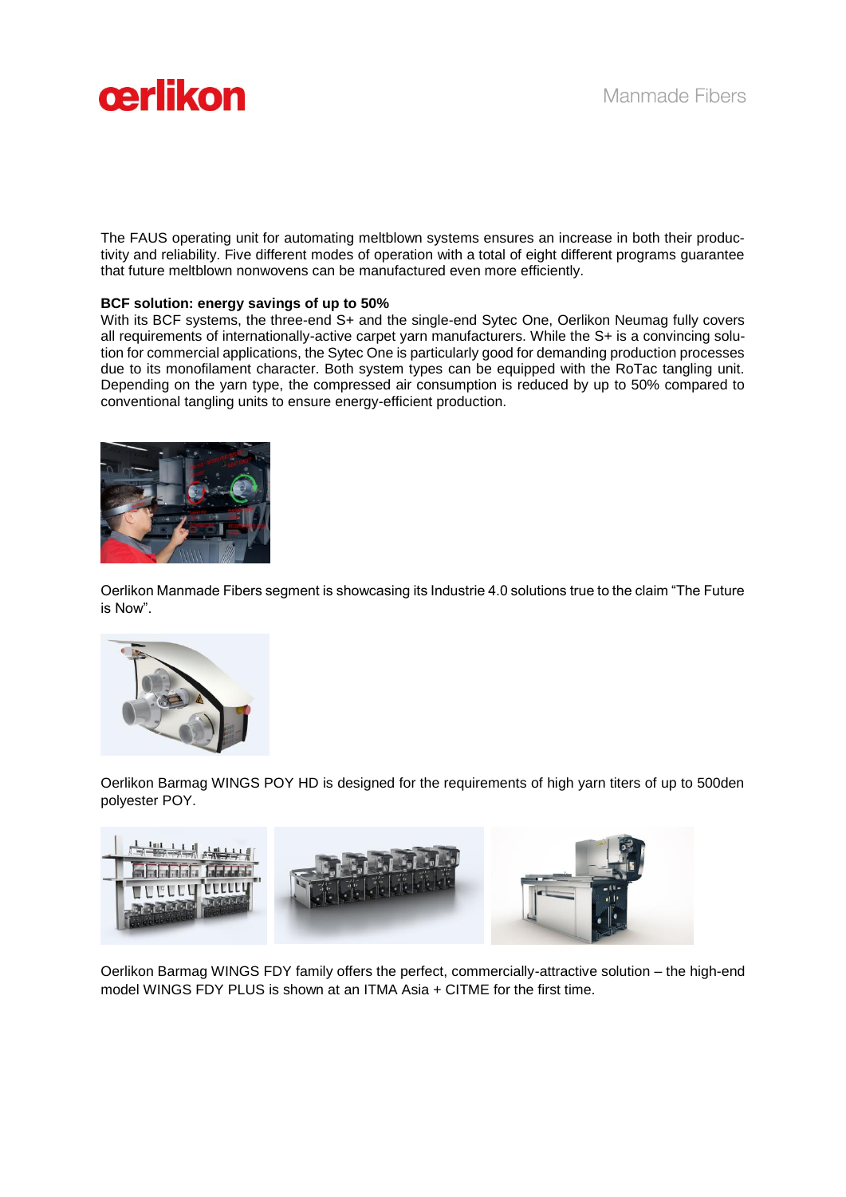The FAUS operating unit for automating meltblown systems ensures an increase in both their productivity and reliability. Five different modes of operation with a total of eight different programs guarantee that future meltblown nonwovens can be manufactured even more efficiently.

**BCF solution: energy savings of up to 50%**

With its BCF systems, the three-end S+ and the single-end Sytec One, Oerlikon Neumag fully covers all requirements of internationally-active carpet yarn manufacturers. While the S+ is a convincing solution for commercial applications, the Sytec One is particularly good for demanding production processes due to its monofilament character. Both system types can be equipped with the RoTac tangling unit. Depending on the yarn type, the compressed air consumption is reduced by up to 50% compared to conventional tangling units to ensure energy-efficient production.

Oerlikon Manmade Fibers segment is showcasing its Industrie 4.0 solutions true to the claim “The Future is Now”.

Oerlikon Barmag WINGS POY HD is designed for the requirements of high yarn titers of up to 500den polyester POY.

Oerlikon Barmag WINGS FDY family offers the perfect, commercially-attractive solution – the high-end model WINGS FDY PLUS is shown at an ITMA Asia + CITME for the first time.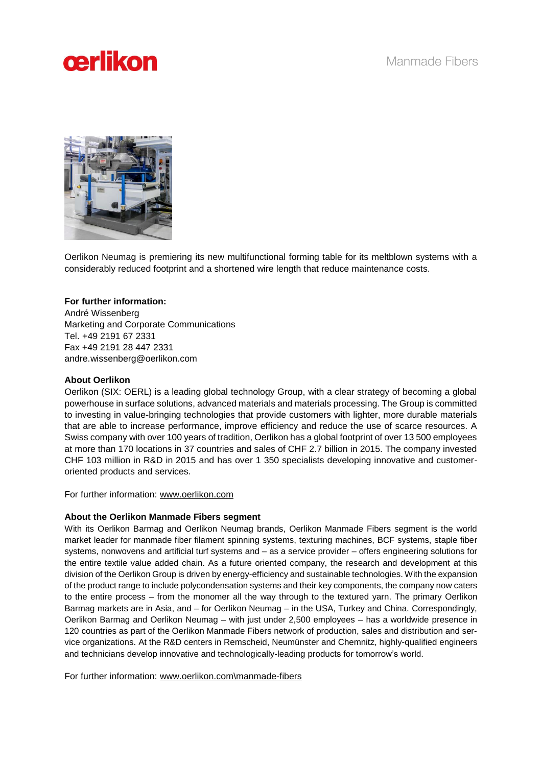Oerlikon Neumag is premiering its new multifunctional forming table for its meltblown systems with a considerably reduced footprint and a shortened wire length that reduce maintenance costs.

**For further information:**
André Wissenberg
Marketing and Corporate Communications
Tel. +49 2191 67 2331
Fax +49 2191 28 447 2331
andre.wissenberg@oerlikon.com

**About Oerlikon**

Oerlikon (SIX: OERL) is a leading global technology Group, with a clear strategy of becoming a global powerhouse in surface solutions, advanced materials and materials processing. The Group is committed to investing in value-bringing technologies that provide customers with lighter, more durable materials that are able to increase performance, improve efficiency and reduce the use of scarce resources. A Swiss company with over 100 years of tradition, Oerlikon has a global footprint of over 13 500 employees at more than 170 locations in 37 countries and sales of CHF 2.7 billion in 2015. The company invested CHF 103 million in R&D in 2015 and has over 1 350 specialists developing innovative and customer-oriented products and services.

For further information: www.oerlikon.com

**About the Oerlikon Manmade Fibers segment**

With its Oerlikon Barmag and Oerlikon Neumag brands, Oerlikon Manmade Fibers segment is the world market leader for manmade fiber filament spinning systems, texturing machines, BCF systems, staple fiber systems, nonwovens and artificial turf systems and – as a service provider – offers engineering solutions for the entire textile value added chain. As a future oriented company, the research and development at this division of the Oerlikon Group is driven by energy-efficiency and sustainable technologies. With the expansion of the product range to include polycondensation systems and their key components, the company now caters to the entire process – from the monomer all the way through to the textured yarn. The primary Oerlikon Barmag markets are in Asia, and – for Oerlikon Neumag – in the USA, Turkey and China. Correspondingly, Oerlikon Barmag and Oerlikon Neumag – with just under 2,500 employees – has a worldwide presence in 120 countries as part of the Oerlikon Manmade Fibers network of production, sales and distribution and service organizations. At the R&D centers in Remscheid, Neumünster and Chemnitz, highly-qualified engineers and technicians develop innovative and technologically-leading products for tomorrow's world.

For further information: www.oerlikon.com\manmade-fibers